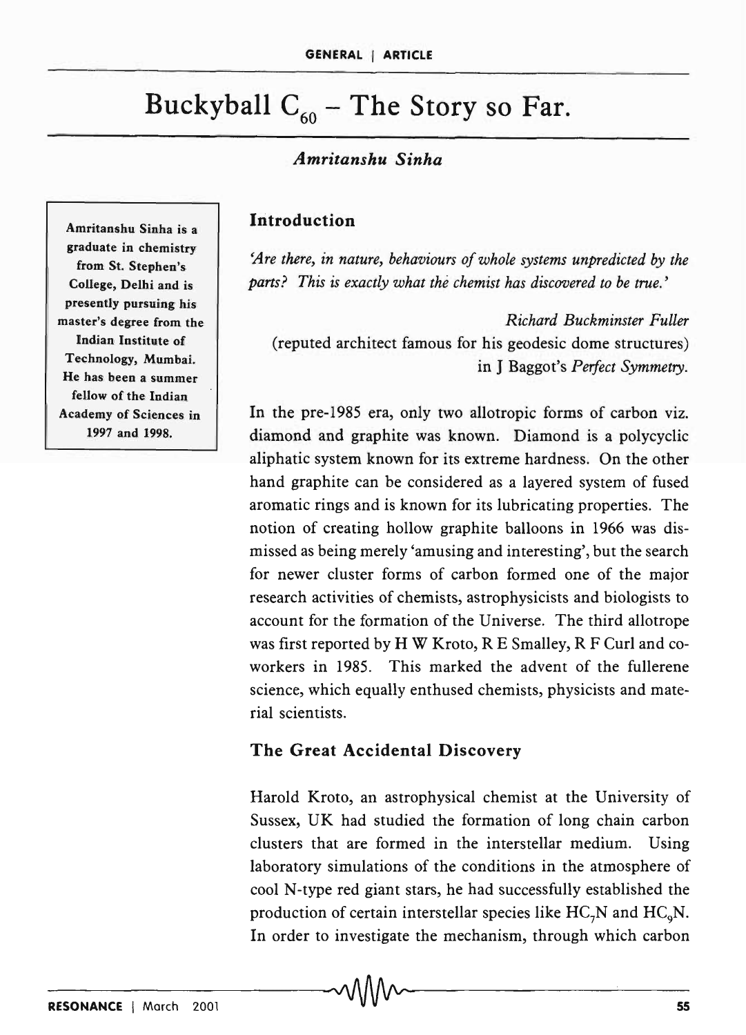# Buckyball $C_{60}$ – The Story so Far.

*Amritanshu Sinha*

Amritanshu Sinha is a graduate in chemistry from St. Stephen's College, Delhi and is presently pursuing his master's degree from the Indian Institute of Technology, Mumbai. He has been a summer fellow of the Indian Academy of Sciences in 1997 and 1998.

## Introduction

*'Are there, in nature, behaviours of whole systems unpredicted by the parts? This is exactly what the chemist has discovered to be true.'*

*Richard Buckminster Fuller*
(reputed architect famous for his geodesic dome structures)
in J Baggot's *Perfect Symmetry*.

In the pre-1985 era, only two allotropic forms of carbon viz. diamond and graphite was known. Diamond is a polycyclic aliphatic system known for its extreme hardness. On the other hand graphite can be considered as a layered system of fused aromatic rings and is known for its lubricating properties. The notion of creating hollow graphite balloons in 1966 was dismissed as being merely 'amusing and interesting', but the search for newer cluster forms of carbon formed one of the major research activities of chemists, astrophysicists and biologists to account for the formation of the Universe. The third allotrope was first reported by H W Kroto, R E Smalley, R F Curl and coworkers in 1985. This marked the advent of the fullerene science, which equally enthused chemists, physicists and material scientists.

## The Great Accidental Discovery

Harold Kroto, an astrophysical chemist at the University of Sussex, UK had studied the formation of long chain carbon clusters that are formed in the interstellar medium. Using laboratory simulations of the conditions in the atmosphere of cool N-type red giant stars, he had successfully established the production of certain interstellar species like $HC_7N$ and $HC_9N$. In order to investigate the mechanism, through which carbon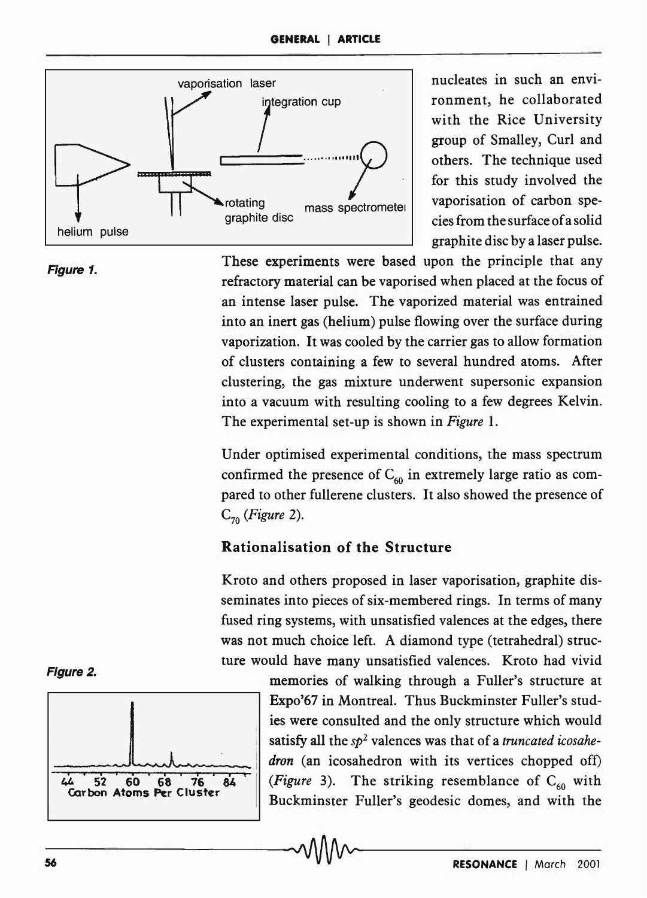Figure 1.

nucleates in such an environment, he collaborated with the Rice University group of Smalley, Curl and others. The technique used for this study involved the vaporisation of carbon species from the surface of a solid graphite disc by a laser pulse. These experiments were based upon the principle that any refractory material can be vaporised when placed at the focus of an intense laser pulse. The vaporized material was entrained into an inert gas (helium) pulse flowing over the surface during vaporization. It was cooled by the carrier gas to allow formation of clusters containing a few to several hundred atoms. After clustering, the gas mixture underwent supersonic expansion into a vacuum with resulting cooling to a few degrees Kelvin. The experimental set-up is shown in *Figure* 1.

Under optimised experimental conditions, the mass spectrum confirmed the presence of $C_{60}$ in extremely large ratio as compared to other fullerene clusters. It also showed the presence of $C_{70}$ (*Figure* 2).

## Rationalisation of the Structure

Kroto and others proposed in laser vaporisation, graphite disseminates into pieces of six-membered rings. In terms of many fused ring systems, with unsatisfied valences at the edges, there was not much choice left. A diamond type (tetrahedral) structure would have many unsatisfied valences. Kroto had vivid memories of walking through a Fuller's structure at Expo'67 in Montreal. Thus Buckminster Fuller's studies were consulted and the only structure which would satisfy all the $sp^2$ valences was that of a *truncated icosahedron* (an icosahedron with its vertices chopped off) (*Figure* 3). The striking resemblance of $C_{60}$ with Buckminster Fuller's geodesic domes, and with the

Figure 2.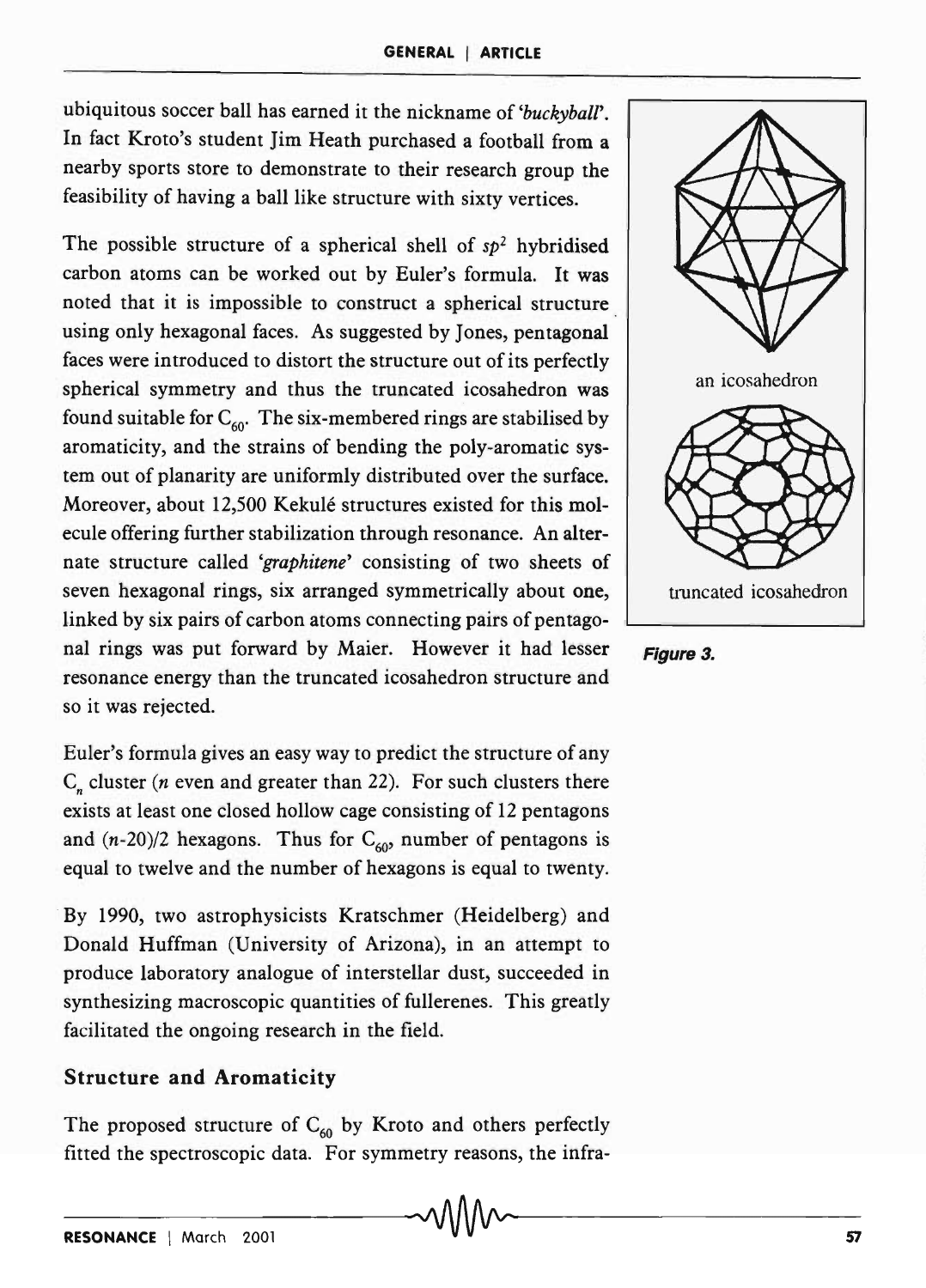ubiquitous soccer ball has earned it the nickname of *'buckyball'*. In fact Kroto's student Jim Heath purchased a football from a nearby sports store to demonstrate to their research group the feasibility of having a ball like structure with sixty vertices.

The possible structure of a spherical shell of $sp^2$ hybridised carbon atoms can be worked out by Euler's formula. It was noted that it is impossible to construct a spherical structure using only hexagonal faces. As suggested by Jones, pentagonal faces were introduced to distort the structure out of its perfectly spherical symmetry and thus the truncated icosahedron was found suitable for $C_{60}$. The six-membered rings are stabilised by aromaticity, and the strains of bending the poly-aromatic system out of planarity are uniformly distributed over the surface. Moreover, about 12,500 Kekulé structures existed for this molecule offering further stabilization through resonance. An alternate structure called *'graphitene'* consisting of two sheets of seven hexagonal rings, six arranged symmetrically about one, linked by six pairs of carbon atoms connecting pairs of pentagonal rings was put forward by Maier. However it had lesser resonance energy than the truncated icosahedron structure and so it was rejected.

an icosahedron

truncated icosahedron

**Figure 3.**

Euler's formula gives an easy way to predict the structure of any $C_n$ cluster ($n$ even and greater than 22). For such clusters there exists at least one closed hollow cage consisting of 12 pentagons and $(n-20)/2$ hexagons. Thus for $C_{60}$, number of pentagons is equal to twelve and the number of hexagons is equal to twenty.

By 1990, two astrophysicists Kratschmer (Heidelberg) and Donald Huffman (University of Arizona), in an attempt to produce laboratory analogue of interstellar dust, succeeded in synthesizing macroscopic quantities of fullerenes. This greatly facilitated the ongoing research in the field.

## Structure and Aromaticity

The proposed structure of $C_{60}$ by Kroto and others perfectly fitted the spectroscopic data. For symmetry reasons, the infra-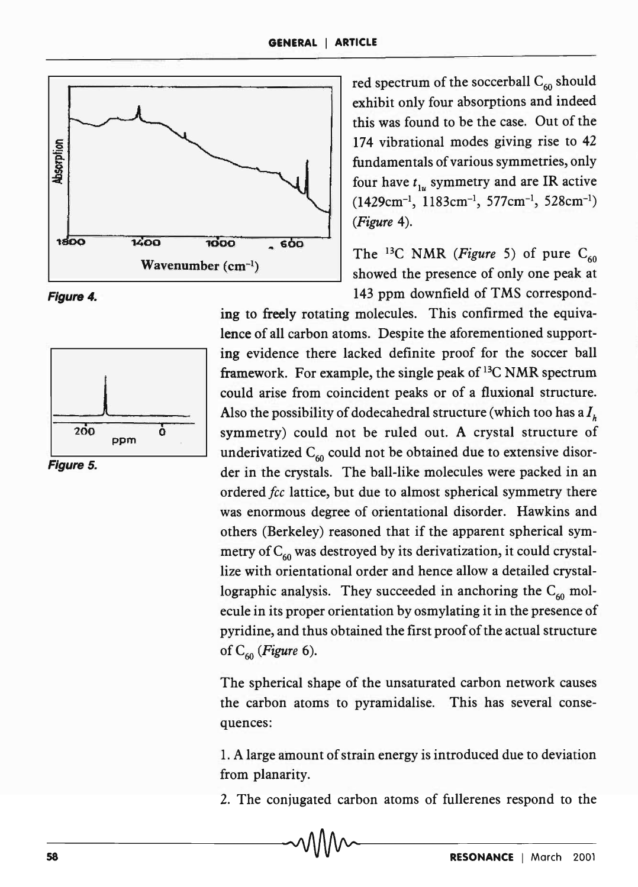red spectrum of the soccerball $C_{60}$ should exhibit only four absorptions and indeed this was found to be the case. Out of the 174 vibrational modes giving rise to 42 fundamentals of various symmetries, only four have $t_{1u}$ symmetry and are IR active (1429cm$^{-1}$, 1183cm$^{-1}$, 577cm$^{-1}$, 528cm$^{-1}$) (*Figure* 4).

**Figure 4.**

The $^{13}$C NMR (*Figure* 5) of pure $C_{60}$ showed the presence of only one peak at 143 ppm downfield of TMS corresponding to freely rotating molecules. This confirmed the equivalence of all carbon atoms. Despite the aforementioned supporting evidence there lacked definite proof for the soccer ball framework. For example, the single peak of $^{13}$C NMR spectrum could arise from coincident peaks or of a fluxional structure. Also the possibility of dodecahedral structure (which too has a $I_h$ symmetry) could not be ruled out. A crystal structure of underivatized $C_{60}$ could not be obtained due to extensive disorder in the crystals. The ball-like molecules were packed in an ordered *fcc* lattice, but due to almost spherical symmetry there was enormous degree of orientational disorder. Hawkins and others (Berkeley) reasoned that if the apparent spherical symmetry of $C_{60}$ was destroyed by its derivatization, it could crystallize with orientational order and hence allow a detailed crystallographic analysis. They succeeded in anchoring the $C_{60}$ molecule in its proper orientation by osmylating it in the presence of pyridine, and thus obtained the first proof of the actual structure of $C_{60}$ (*Figure* 6).

**Figure 5.**

The spherical shape of the unsaturated carbon network causes the carbon atoms to pyramidalise. This has several consequences:

1. A large amount of strain energy is introduced due to deviation from planarity.

2. The conjugated carbon atoms of fullerenes respond to the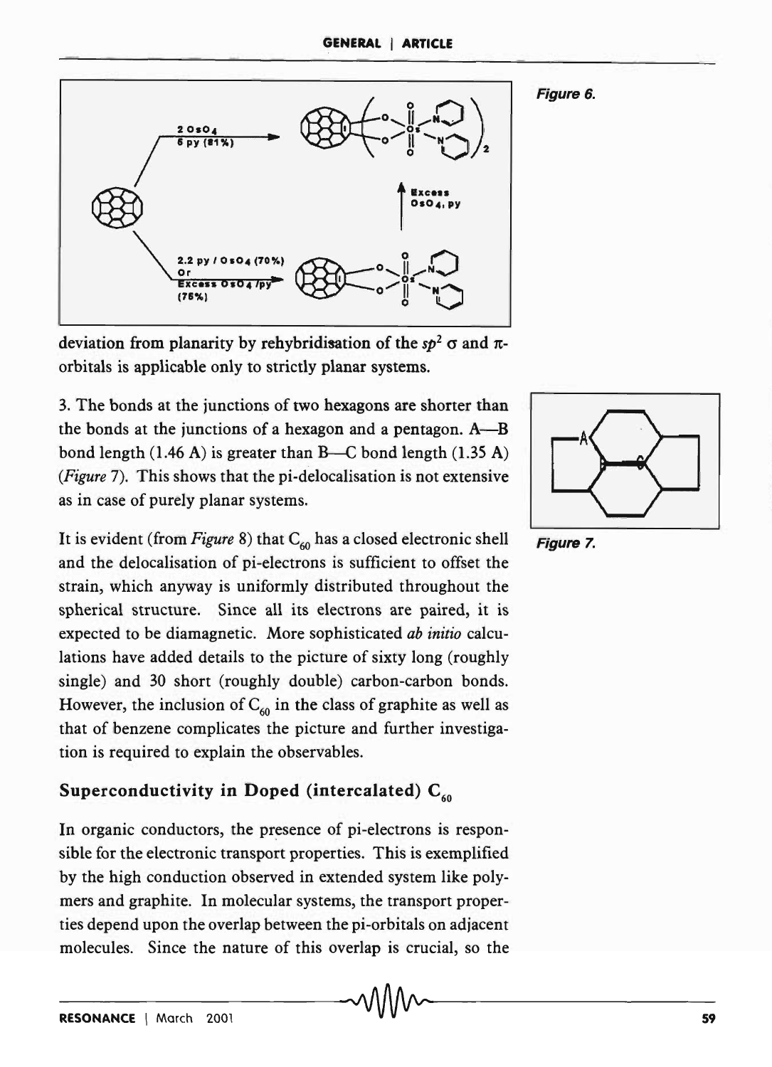Figure 6.

deviation from planarity by rehybridisation of the $sp^2$ $\sigma$ and $\pi$-orbitals is applicable only to strictly planar systems.

3. The bonds at the junctions of two hexagons are shorter than the bonds at the junctions of a hexagon and a pentagon. A—B bond length (1.46 A) is greater than B—C bond length (1.35 A) (*Figure* 7). This shows that the pi-delocalisation is not extensive as in case of purely planar systems.

Figure 7.

It is evident (from *Figure* 8) that $C_{60}$ has a closed electronic shell and the delocalisation of pi-electrons is sufficient to offset the strain, which anyway is uniformly distributed throughout the spherical structure. Since all its electrons are paired, it is expected to be diamagnetic. More sophisticated *ab initio* calculations have added details to the picture of sixty long (roughly single) and 30 short (roughly double) carbon-carbon bonds. However, the inclusion of $C_{60}$ in the class of graphite as well as that of benzene complicates the picture and further investigation is required to explain the observables.

## Superconductivity in Doped (intercalated) $C_{60}$

In organic conductors, the presence of pi-electrons is responsible for the electronic transport properties. This is exemplified by the high conduction observed in extended system like polymers and graphite. In molecular systems, the transport properties depend upon the overlap between the pi-orbitals on adjacent molecules. Since the nature of this overlap is crucial, so the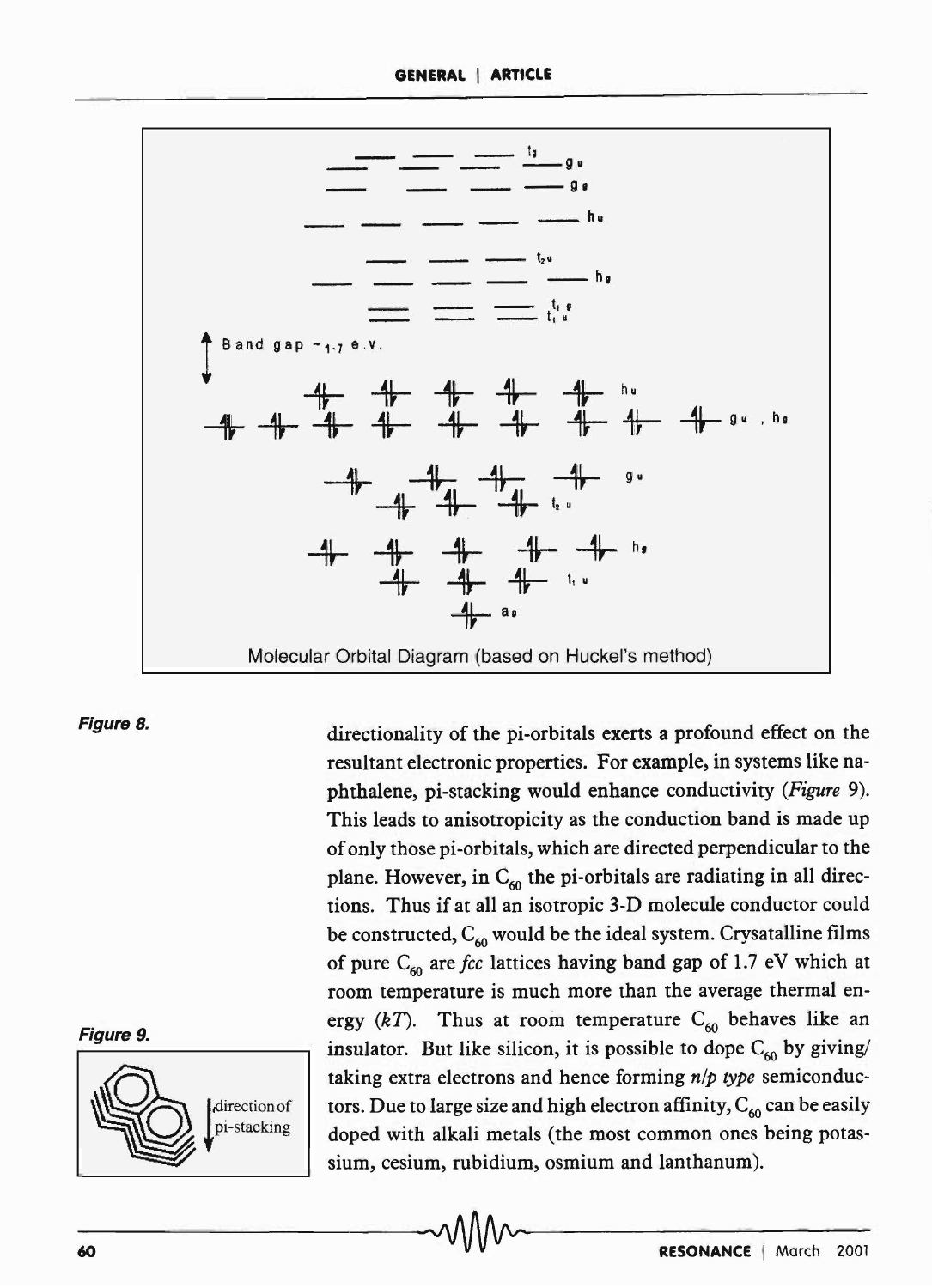Molecular Orbital Diagram (based on Huckel's method)

*Figure 8.*

directionality of the pi-orbitals exerts a profound effect on the resultant electronic properties. For example, in systems like naphthalene, pi-stacking would enhance conductivity (*Figure* 9). This leads to anisotropicity as the conduction band is made up of only those pi-orbitals, which are directed perpendicular to the plane. However, in $C_{60}$ the pi-orbitals are radiating in all directions. Thus if at all an isotropic 3-D molecule conductor could be constructed, $C_{60}$ would be the ideal system. Crysatalline films of pure $C_{60}$ are *fcc* lattices having band gap of 1.7 eV which at room temperature is much more than the average thermal energy ($kT$). Thus at room temperature $C_{60}$ behaves like an insulator. But like silicon, it is possible to dope $C_{60}$ by giving/taking extra electrons and hence forming *n/p type* semiconductors. Due to large size and high electron affinity, $C_{60}$ can be easily doped with alkali metals (the most common ones being potassium, cesium, rubidium, osmium and lanthanum).

*Figure 9.*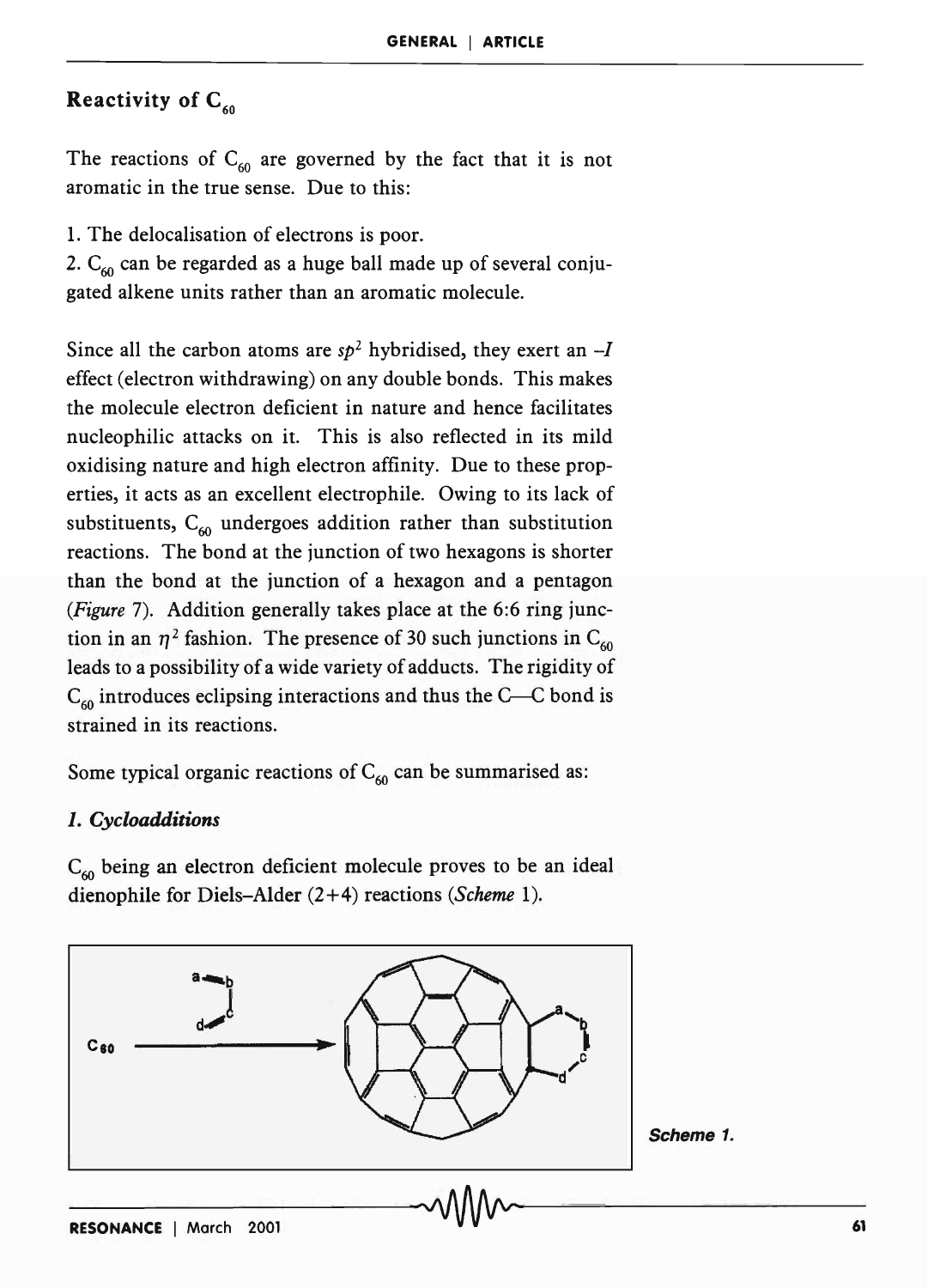## Reactivity of $C_{60}$

The reactions of $C_{60}$ are governed by the fact that it is not aromatic in the true sense. Due to this:

1. The delocalisation of electrons is poor.
2. $C_{60}$ can be regarded as a huge ball made up of several conjugated alkene units rather than an aromatic molecule.

Since all the carbon atoms are $sp^2$ hybridised, they exert an $-I$ effect (electron withdrawing) on any double bonds. This makes the molecule electron deficient in nature and hence facilitates nucleophilic attacks on it. This is also reflected in its mild oxidising nature and high electron affinity. Due to these properties, it acts as an excellent electrophile. Owing to its lack of substituents, $C_{60}$ undergoes addition rather than substitution reactions. The bond at the junction of two hexagons is shorter than the bond at the junction of a hexagon and a pentagon (*Figure* 7). Addition generally takes place at the 6:6 ring junction in an $\eta^2$ fashion. The presence of 30 such junctions in $C_{60}$ leads to a possibility of a wide variety of adducts. The rigidity of $C_{60}$ introduces eclipsing interactions and thus the C—C bond is strained in its reactions.

Some typical organic reactions of $C_{60}$ can be summarised as:

### *1. Cycloadditions*

$C_{60}$ being an electron deficient molecule proves to be an ideal dienophile for Diels–Alder (2+4) reactions (*Scheme* 1).

*Scheme 1.*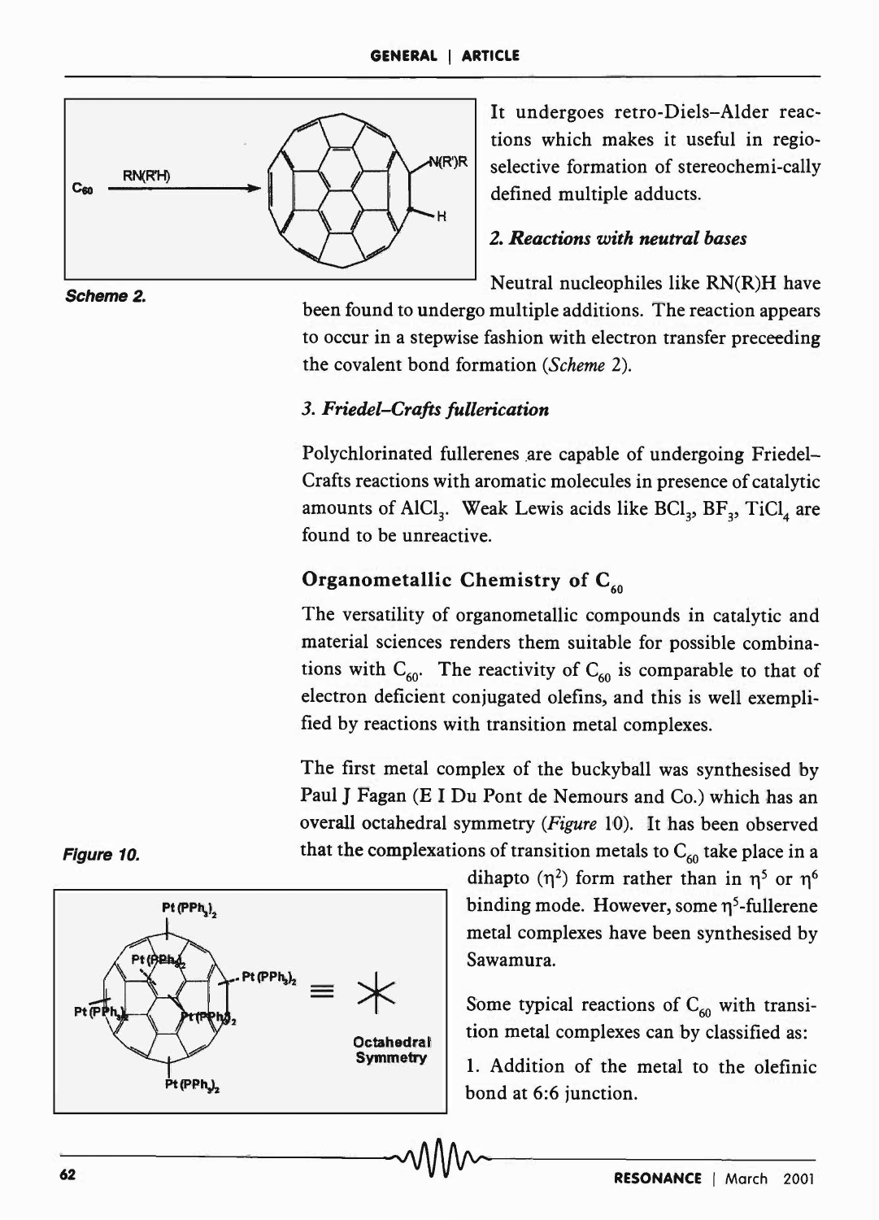It undergoes retro-Diels–Alder reactions which makes it useful in regio-selective formation of stereochemi-cally defined multiple adducts.

Scheme 2.

### *2. Reactions with neutral bases*

Neutral nucleophiles like RN(R)H have been found to undergo multiple additions. The reaction appears to occur in a stepwise fashion with electron transfer preceeding the covalent bond formation (*Scheme* 2).

### *3. Friedel–Crafts fullerication*

Polychlorinated fullerenes are capable of undergoing Friedel–Crafts reactions with aromatic molecules in presence of catalytic amounts of $AlCl_3$. Weak Lewis acids like $BCl_3$, $BF_3$, $TiCl_4$ are found to be unreactive.

## Organometallic Chemistry of $C_{60}$

The versatility of organometallic compounds in catalytic and material sciences renders them suitable for possible combinations with $C_{60}$. The reactivity of $C_{60}$ is comparable to that of electron deficient conjugated olefins, and this is well exemplified by reactions with transition metal complexes.

The first metal complex of the buckyball was synthesised by Paul J Fagan (E I Du Pont de Nemours and Co.) which has an overall octahedral symmetry (*Figure* 10). It has been observed that the complexations of transition metals to $C_{60}$ take place in a dihapto ($\eta^2$) form rather than in $\eta^5$ or $\eta^6$ binding mode. However, some $\eta^5$-fullerene metal complexes have been synthesised by Sawamura.

Figure 10.

Some typical reactions of $C_{60}$ with transition metal complexes can by classified as:

1. Addition of the metal to the olefinic bond at 6:6 junction.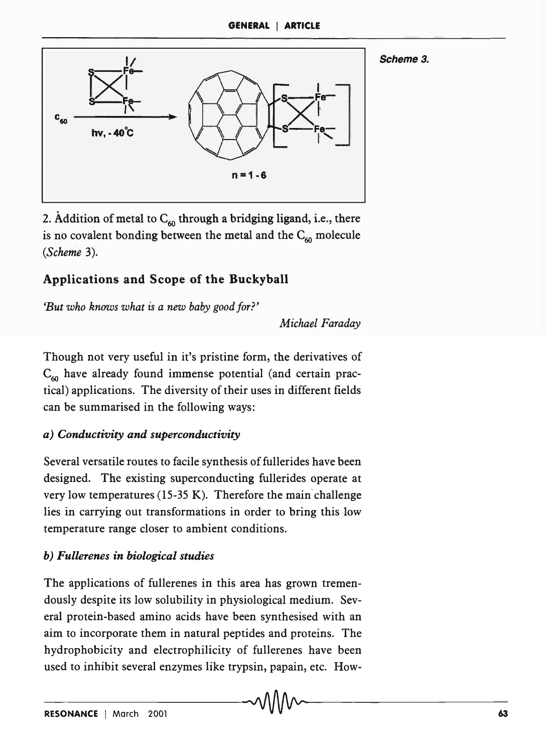*Scheme 3.*

2. Addition of metal to $C_{60}$ through a bridging ligand, i.e., there is no covalent bonding between the metal and the $C_{60}$ molecule (*Scheme* 3).

## Applications and Scope of the Buckyball

*'But who knows what is a new baby good for?'*

*Michael Faraday*

Though not very useful in it's pristine form, the derivatives of $C_{60}$ have already found immense potential (and certain practical) applications. The diversity of their uses in different fields can be summarised in the following ways:

### *a) Conductivity and superconductivity*

Several versatile routes to facile synthesis of fullerides have been designed. The existing superconducting fullerides operate at very low temperatures (15-35 K). Therefore the main challenge lies in carrying out transformations in order to bring this low temperature range closer to ambient conditions.

### *b) Fullerenes in biological studies*

The applications of fullerenes in this area has grown tremendously despite its low solubility in physiological medium. Several protein-based amino acids have been synthesised with an aim to incorporate them in natural peptides and proteins. The hydrophobicity and electrophilicity of fullerenes have been used to inhibit several enzymes like trypsin, papain, etc. How-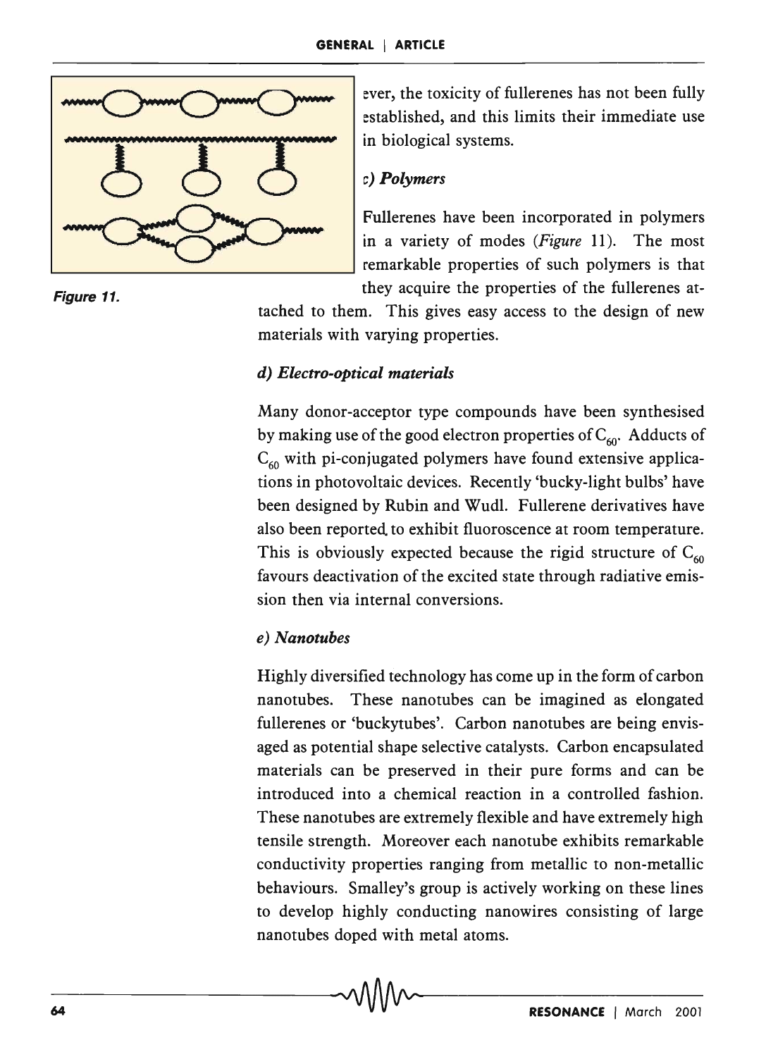ever, the toxicity of fullerenes has not been fully established, and this limits their immediate use in biological systems.

Figure 11.

### c) Polymers

Fullerenes have been incorporated in polymers in a variety of modes (*Figure* 11). The most remarkable properties of such polymers is that they acquire the properties of the fullerenes attached to them. This gives easy access to the design of new materials with varying properties.

### d) Electro-optical materials

Many donor-acceptor type compounds have been synthesised by making use of the good electron properties of $C_{60}$. Adducts of $C_{60}$ with pi-conjugated polymers have found extensive applications in photovoltaic devices. Recently 'bucky-light bulbs' have been designed by Rubin and Wudl. Fullerene derivatives have also been reported to exhibit fluoroscence at room temperature. This is obviously expected because the rigid structure of $C_{60}$ favours deactivation of the excited state through radiative emission then via internal conversions.

### e) Nanotubes

Highly diversified technology has come up in the form of carbon nanotubes. These nanotubes can be imagined as elongated fullerenes or 'buckytubes'. Carbon nanotubes are being envisaged as potential shape selective catalysts. Carbon encapsulated materials can be preserved in their pure forms and can be introduced into a chemical reaction in a controlled fashion. These nanotubes are extremely flexible and have extremely high tensile strength. Moreover each nanotube exhibits remarkable conductivity properties ranging from metallic to non-metallic behaviours. Smalley's group is actively working on these lines to develop highly conducting nanowires consisting of large nanotubes doped with metal atoms.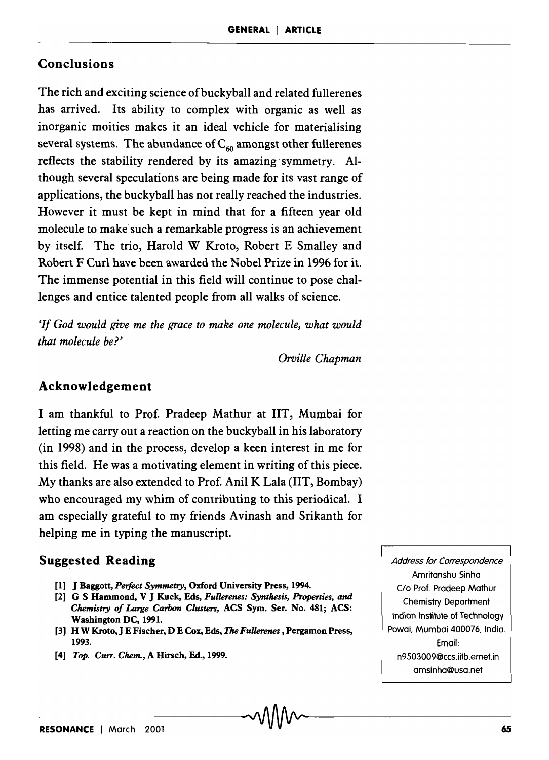## Conclusions

The rich and exciting science of buckyball and related fullerenes has arrived. Its ability to complex with organic as well as inorganic moities makes it an ideal vehicle for materialising several systems. The abundance of $C_{60}$ amongst other fullerenes reflects the stability rendered by its amazing symmetry. Although several speculations are being made for its vast range of applications, the buckyball has not really reached the industries. However it must be kept in mind that for a fifteen year old molecule to make such a remarkable progress is an achievement by itself. The trio, Harold W Kroto, Robert E Smalley and Robert F Curl have been awarded the Nobel Prize in 1996 for it. The immense potential in this field will continue to pose challenges and entice talented people from all walks of science.

*'If God would give me the grace to make one molecule, what would that molecule be?'*

*Orville Chapman*

## Acknowledgement

I am thankful to Prof. Pradeep Mathur at IIT, Mumbai for letting me carry out a reaction on the buckyball in his laboratory (in 1998) and in the process, develop a keen interest in me for this field. He was a motivating element in writing of this piece. My thanks are also extended to Prof. Anil K Lala (IIT, Bombay) who encouraged my whim of contributing to this periodical. I am especially grateful to my friends Avinash and Srikanth for helping me in typing the manuscript.

## Suggested Reading

[1] J Baggott, *Perfect Symmetry*, Oxford University Press, 1994.

[2] G S Hammond, V J Kuck, Eds, *Fullerenes: Synthesis, Properties, and Chemistry of Large Carbon Clusters*, ACS Sym. Ser. No. 481; ACS: Washington DC, 1991.

[3] H W Kroto, J E Fischer, D E Cox, Eds, *The Fullerenes*, Pergamon Press, 1993.

[4] *Top. Curr. Chem.*, A Hirsch, Ed., 1999.

*Address for Correspondence*
Amritanshu Sinha
C/o Prof. Pradeep Mathur
Chemistry Department
Indian Institute of Technology
Powai, Mumbai 400076, India.
Email:
n9503009@ccs.iitb.ernet.in
amsinha@usa.net